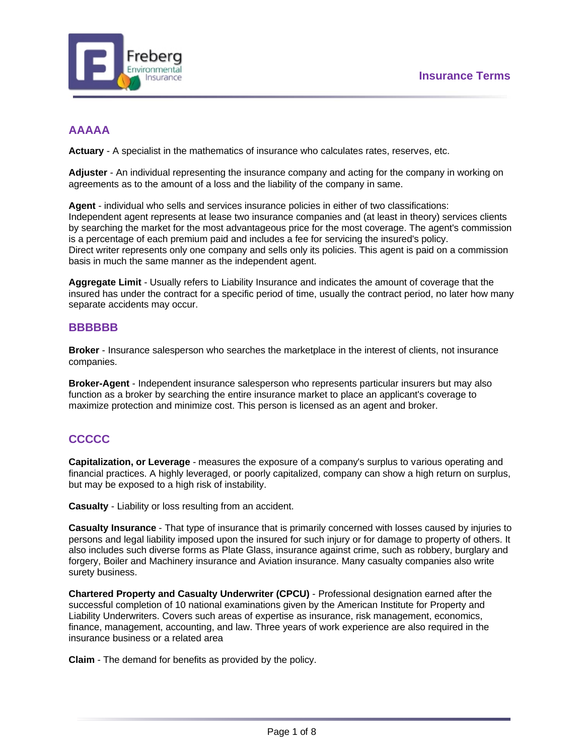# Insurance Terms

## AAAAA

**Actuary** - A specialist in the mathematics of insurance who calculates rates, reserves, etc.

**Adjuster** - An individual representing the insurance company and acting for the company in working on agreements as to the amount of a loss and the liability of the company in same.

**Agent** - individual who sells and services insurance policies in either of two classifications:
Independent agent represents at lease two insurance companies and (at least in theory) services clients by searching the market for the most advantageous price for the most coverage. The agent's commission is a percentage of each premium paid and includes a fee for servicing the insured's policy.
Direct writer represents only one company and sells only its policies. This agent is paid on a commission basis in much the same manner as the independent agent.

**Aggregate Limit** - Usually refers to Liability Insurance and indicates the amount of coverage that the insured has under the contract for a specific period of time, usually the contract period, no later how many separate accidents may occur.

## BBBBBB

**Broker** - Insurance salesperson who searches the marketplace in the interest of clients, not insurance companies.

**Broker-Agent** - Independent insurance salesperson who represents particular insurers but may also function as a broker by searching the entire insurance market to place an applicant's coverage to maximize protection and minimize cost. This person is licensed as an agent and broker.

## CCCCC

**Capitalization, or Leverage** - measures the exposure of a company's surplus to various operating and financial practices. A highly leveraged, or poorly capitalized, company can show a high return on surplus, but may be exposed to a high risk of instability.

**Casualty** - Liability or loss resulting from an accident.

**Casualty Insurance** - That type of insurance that is primarily concerned with losses caused by injuries to persons and legal liability imposed upon the insured for such injury or for damage to property of others. It also includes such diverse forms as Plate Glass, insurance against crime, such as robbery, burglary and forgery, Boiler and Machinery insurance and Aviation insurance. Many casualty companies also write surety business.

**Chartered Property and Casualty Underwriter (CPCU)** - Professional designation earned after the successful completion of 10 national examinations given by the American Institute for Property and Liability Underwriters. Covers such areas of expertise as insurance, risk management, economics, finance, management, accounting, and law. Three years of work experience are also required in the insurance business or a related area

**Claim** - The demand for benefits as provided by the policy.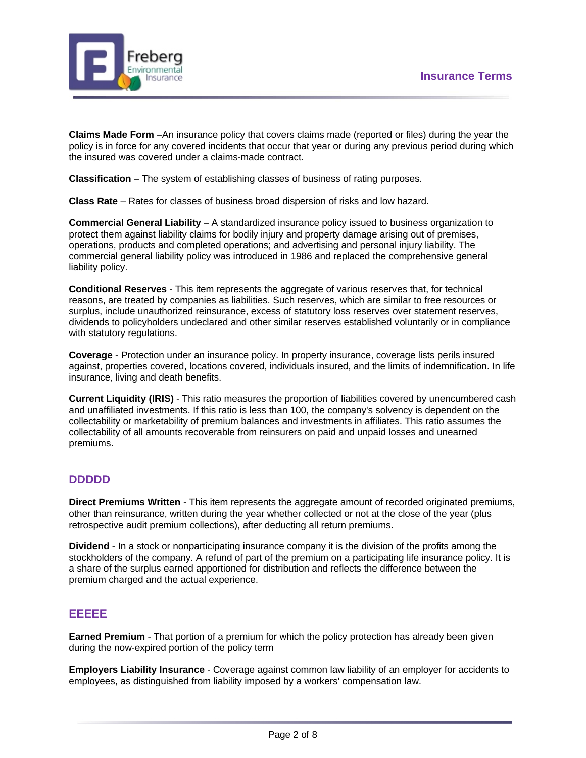**Claims Made Form** –An insurance policy that covers claims made (reported or files) during the year the policy is in force for any covered incidents that occur that year or during any previous period during which the insured was covered under a claims-made contract.

**Classification** – The system of establishing classes of business of rating purposes.

**Class Rate** – Rates for classes of business broad dispersion of risks and low hazard.

**Commercial General Liability** – A standardized insurance policy issued to business organization to protect them against liability claims for bodily injury and property damage arising out of premises, operations, products and completed operations; and advertising and personal injury liability. The commercial general liability policy was introduced in 1986 and replaced the comprehensive general liability policy.

**Conditional Reserves** - This item represents the aggregate of various reserves that, for technical reasons, are treated by companies as liabilities. Such reserves, which are similar to free resources or surplus, include unauthorized reinsurance, excess of statutory loss reserves over statement reserves, dividends to policyholders undeclared and other similar reserves established voluntarily or in compliance with statutory regulations.

**Coverage** - Protection under an insurance policy. In property insurance, coverage lists perils insured against, properties covered, locations covered, individuals insured, and the limits of indemnification. In life insurance, living and death benefits.

**Current Liquidity (IRIS)** - This ratio measures the proportion of liabilities covered by unencumbered cash and unaffiliated investments. If this ratio is less than 100, the company's solvency is dependent on the collectability or marketability of premium balances and investments in affiliates. This ratio assumes the collectability of all amounts recoverable from reinsurers on paid and unpaid losses and unearned premiums.

## DDDDD

**Direct Premiums Written** - This item represents the aggregate amount of recorded originated premiums, other than reinsurance, written during the year whether collected or not at the close of the year (plus retrospective audit premium collections), after deducting all return premiums.

**Dividend** - In a stock or nonparticipating insurance company it is the division of the profits among the stockholders of the company. A refund of part of the premium on a participating life insurance policy. It is a share of the surplus earned apportioned for distribution and reflects the difference between the premium charged and the actual experience.

## EEEEE

**Earned Premium** - That portion of a premium for which the policy protection has already been given during the now-expired portion of the policy term

**Employers Liability Insurance** - Coverage against common law liability of an employer for accidents to employees, as distinguished from liability imposed by a workers' compensation law.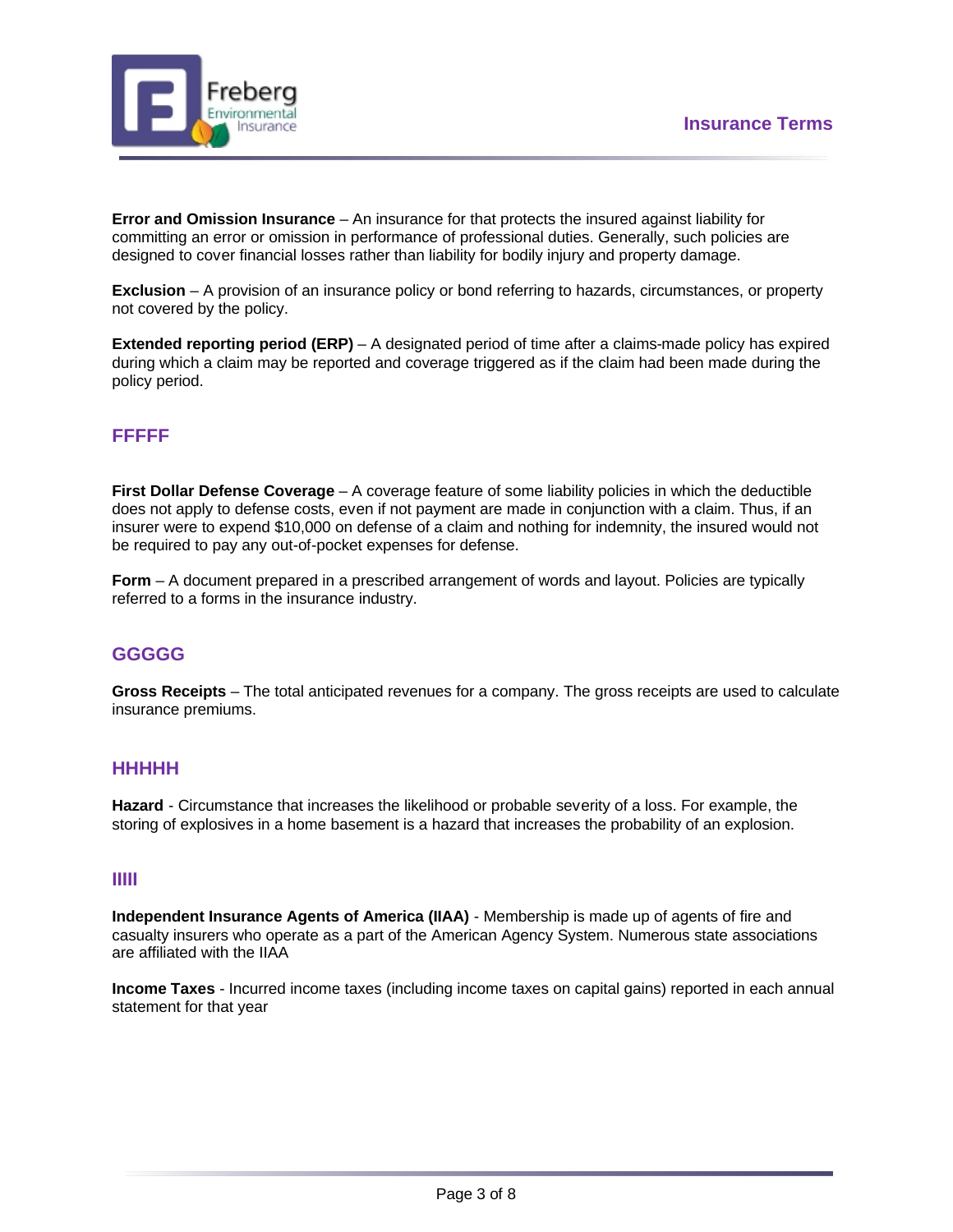**Error and Omission Insurance** – An insurance for that protects the insured against liability for committing an error or omission in performance of professional duties. Generally, such policies are designed to cover financial losses rather than liability for bodily injury and property damage.

**Exclusion** – A provision of an insurance policy or bond referring to hazards, circumstances, or property not covered by the policy.

**Extended reporting period (ERP)** – A designated period of time after a claims-made policy has expired during which a claim may be reported and coverage triggered as if the claim had been made during the policy period.

## FFFFF

**First Dollar Defense Coverage** – A coverage feature of some liability policies in which the deductible does not apply to defense costs, even if not payment are made in conjunction with a claim. Thus, if an insurer were to expend $10,000 on defense of a claim and nothing for indemnity, the insured would not be required to pay any out-of-pocket expenses for defense.

**Form** – A document prepared in a prescribed arrangement of words and layout. Policies are typically referred to a forms in the insurance industry.

## GGGGG

**Gross Receipts** – The total anticipated revenues for a company. The gross receipts are used to calculate insurance premiums.

## HHHHH

**Hazard** - Circumstance that increases the likelihood or probable severity of a loss. For example, the storing of explosives in a home basement is a hazard that increases the probability of an explosion.

## IIIII

**Independent Insurance Agents of America (IIAA)** - Membership is made up of agents of fire and casualty insurers who operate as a part of the American Agency System. Numerous state associations are affiliated with the IIAA

**Income Taxes** - Incurred income taxes (including income taxes on capital gains) reported in each annual statement for that year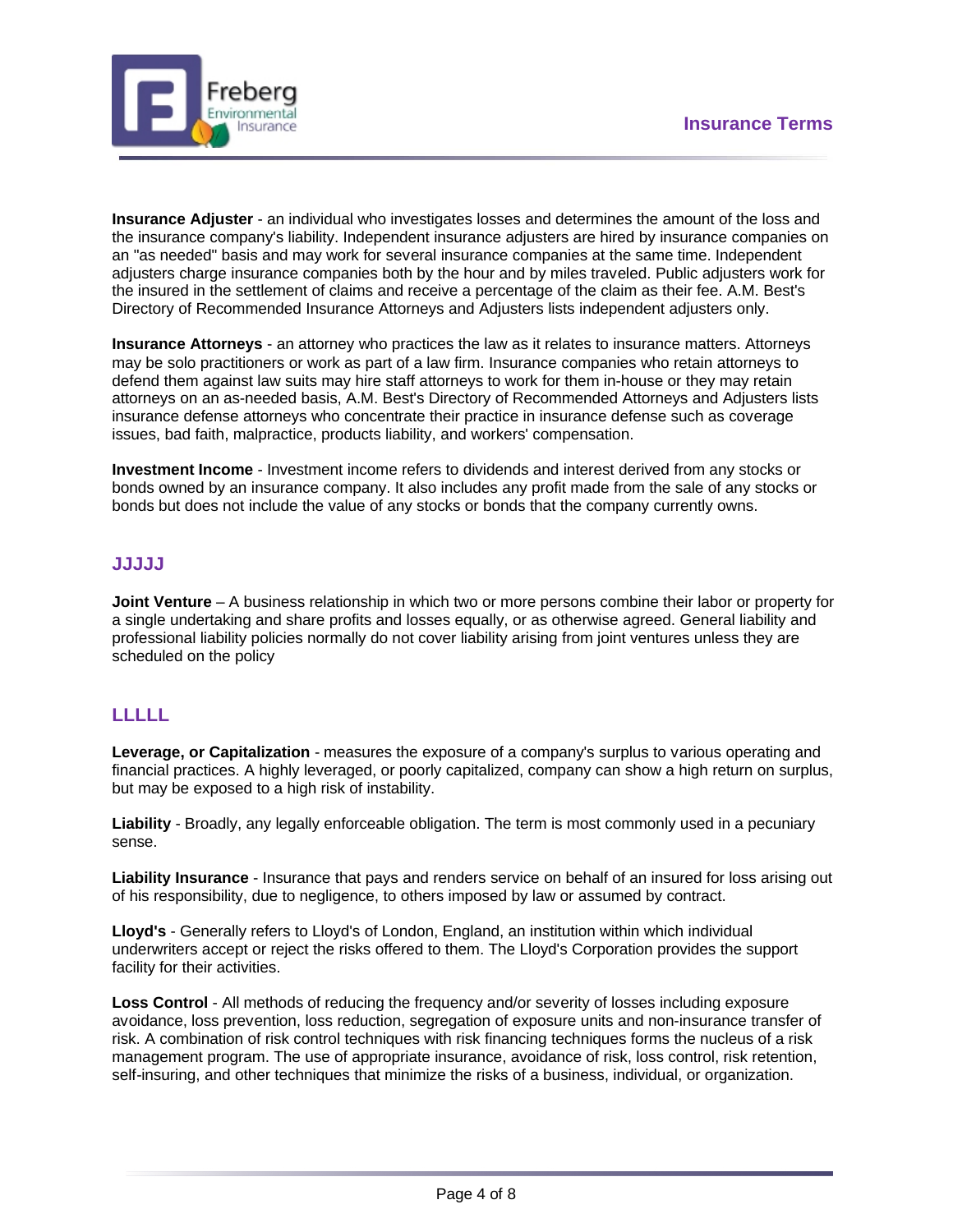**Insurance Adjuster** - an individual who investigates losses and determines the amount of the loss and the insurance company's liability. Independent insurance adjusters are hired by insurance companies on an "as needed" basis and may work for several insurance companies at the same time. Independent adjusters charge insurance companies both by the hour and by miles traveled. Public adjusters work for the insured in the settlement of claims and receive a percentage of the claim as their fee. A.M. Best's Directory of Recommended Insurance Attorneys and Adjusters lists independent adjusters only.

**Insurance Attorneys** - an attorney who practices the law as it relates to insurance matters. Attorneys may be solo practitioners or work as part of a law firm. Insurance companies who retain attorneys to defend them against law suits may hire staff attorneys to work for them in-house or they may retain attorneys on an as-needed basis, A.M. Best's Directory of Recommended Attorneys and Adjusters lists insurance defense attorneys who concentrate their practice in insurance defense such as coverage issues, bad faith, malpractice, products liability, and workers' compensation.

**Investment Income** - Investment income refers to dividends and interest derived from any stocks or bonds owned by an insurance company. It also includes any profit made from the sale of any stocks or bonds but does not include the value of any stocks or bonds that the company currently owns.

## JJJJJ

**Joint Venture** – A business relationship in which two or more persons combine their labor or property for a single undertaking and share profits and losses equally, or as otherwise agreed. General liability and professional liability policies normally do not cover liability arising from joint ventures unless they are scheduled on the policy

## LLLLL

**Leverage, or Capitalization** - measures the exposure of a company's surplus to various operating and financial practices. A highly leveraged, or poorly capitalized, company can show a high return on surplus, but may be exposed to a high risk of instability.

**Liability** - Broadly, any legally enforceable obligation. The term is most commonly used in a pecuniary sense.

**Liability Insurance** - Insurance that pays and renders service on behalf of an insured for loss arising out of his responsibility, due to negligence, to others imposed by law or assumed by contract.

**Lloyd's** - Generally refers to Lloyd's of London, England, an institution within which individual underwriters accept or reject the risks offered to them. The Lloyd's Corporation provides the support facility for their activities.

**Loss Control** - All methods of reducing the frequency and/or severity of losses including exposure avoidance, loss prevention, loss reduction, segregation of exposure units and non-insurance transfer of risk. A combination of risk control techniques with risk financing techniques forms the nucleus of a risk management program. The use of appropriate insurance, avoidance of risk, loss control, risk retention, self-insuring, and other techniques that minimize the risks of a business, individual, or organization.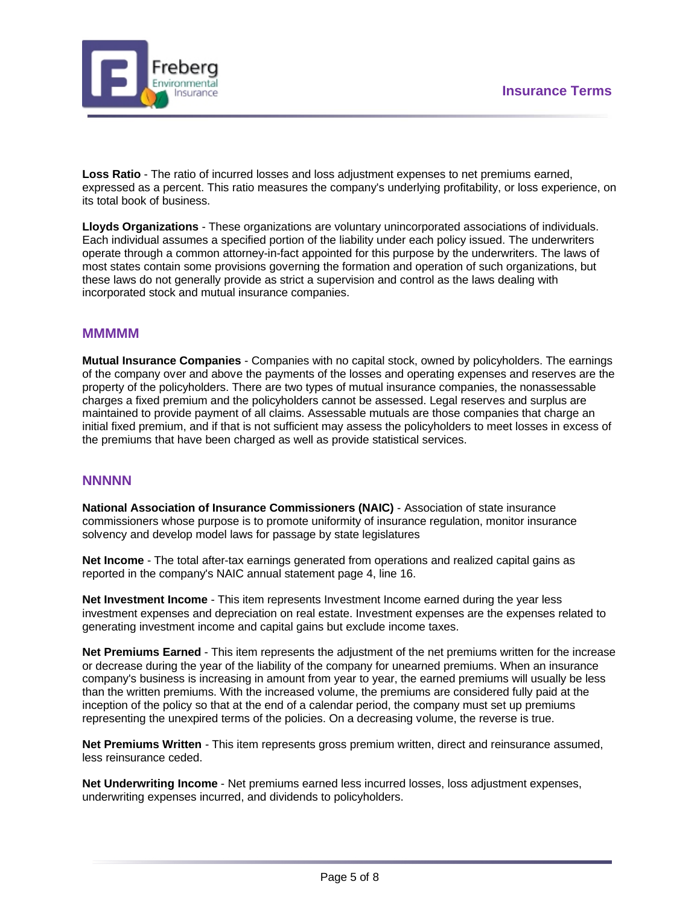**Loss Ratio** - The ratio of incurred losses and loss adjustment expenses to net premiums earned, expressed as a percent. This ratio measures the company's underlying profitability, or loss experience, on its total book of business.

**Lloyds Organizations** - These organizations are voluntary unincorporated associations of individuals. Each individual assumes a specified portion of the liability under each policy issued. The underwriters operate through a common attorney-in-fact appointed for this purpose by the underwriters. The laws of most states contain some provisions governing the formation and operation of such organizations, but these laws do not generally provide as strict a supervision and control as the laws dealing with incorporated stock and mutual insurance companies.

## MMMMM

**Mutual Insurance Companies** - Companies with no capital stock, owned by policyholders. The earnings of the company over and above the payments of the losses and operating expenses and reserves are the property of the policyholders. There are two types of mutual insurance companies, the nonassessable charges a fixed premium and the policyholders cannot be assessed. Legal reserves and surplus are maintained to provide payment of all claims. Assessable mutuals are those companies that charge an initial fixed premium, and if that is not sufficient may assess the policyholders to meet losses in excess of the premiums that have been charged as well as provide statistical services.

## NNNNN

**National Association of Insurance Commissioners (NAIC)** - Association of state insurance commissioners whose purpose is to promote uniformity of insurance regulation, monitor insurance solvency and develop model laws for passage by state legislatures

**Net Income** - The total after-tax earnings generated from operations and realized capital gains as reported in the company's NAIC annual statement page 4, line 16.

**Net Investment Income** - This item represents Investment Income earned during the year less investment expenses and depreciation on real estate. Investment expenses are the expenses related to generating investment income and capital gains but exclude income taxes.

**Net Premiums Earned** - This item represents the adjustment of the net premiums written for the increase or decrease during the year of the liability of the company for unearned premiums. When an insurance company's business is increasing in amount from year to year, the earned premiums will usually be less than the written premiums. With the increased volume, the premiums are considered fully paid at the inception of the policy so that at the end of a calendar period, the company must set up premiums representing the unexpired terms of the policies. On a decreasing volume, the reverse is true.

**Net Premiums Written** - This item represents gross premium written, direct and reinsurance assumed, less reinsurance ceded.

**Net Underwriting Income** - Net premiums earned less incurred losses, loss adjustment expenses, underwriting expenses incurred, and dividends to policyholders.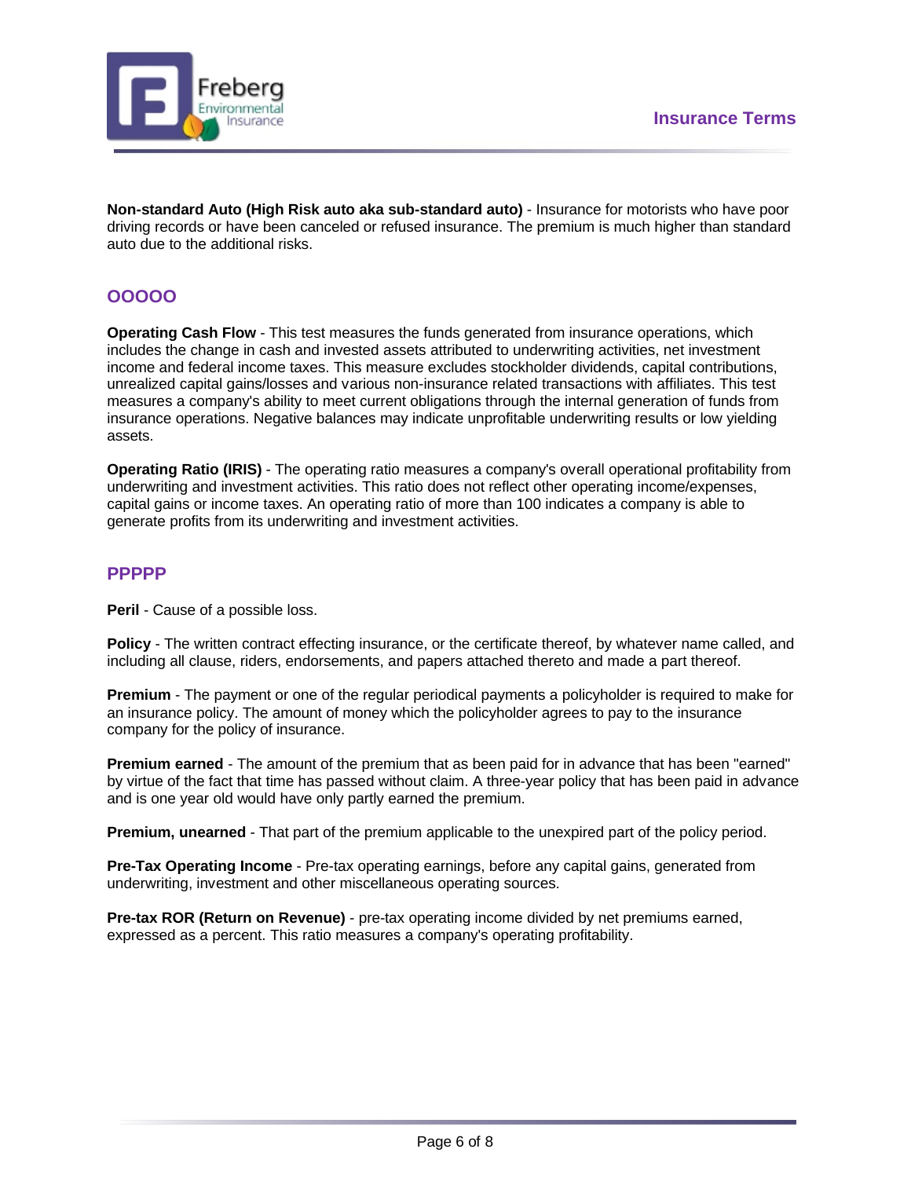**Non-standard Auto (High Risk auto aka sub-standard auto)** - Insurance for motorists who have poor driving records or have been canceled or refused insurance. The premium is much higher than standard auto due to the additional risks.

## OOOOO

**Operating Cash Flow** - This test measures the funds generated from insurance operations, which includes the change in cash and invested assets attributed to underwriting activities, net investment income and federal income taxes. This measure excludes stockholder dividends, capital contributions, unrealized capital gains/losses and various non-insurance related transactions with affiliates. This test measures a company's ability to meet current obligations through the internal generation of funds from insurance operations. Negative balances may indicate unprofitable underwriting results or low yielding assets.

**Operating Ratio (IRIS)** - The operating ratio measures a company's overall operational profitability from underwriting and investment activities. This ratio does not reflect other operating income/expenses, capital gains or income taxes. An operating ratio of more than 100 indicates a company is able to generate profits from its underwriting and investment activities.

## PPPPP

**Peril** - Cause of a possible loss.

**Policy** - The written contract effecting insurance, or the certificate thereof, by whatever name called, and including all clause, riders, endorsements, and papers attached thereto and made a part thereof.

**Premium** - The payment or one of the regular periodical payments a policyholder is required to make for an insurance policy. The amount of money which the policyholder agrees to pay to the insurance company for the policy of insurance.

**Premium earned** - The amount of the premium that as been paid for in advance that has been "earned" by virtue of the fact that time has passed without claim. A three-year policy that has been paid in advance and is one year old would have only partly earned the premium.

**Premium, unearned** - That part of the premium applicable to the unexpired part of the policy period.

**Pre-Tax Operating Income** - Pre-tax operating earnings, before any capital gains, generated from underwriting, investment and other miscellaneous operating sources.

**Pre-tax ROR (Return on Revenue)** - pre-tax operating income divided by net premiums earned, expressed as a percent. This ratio measures a company's operating profitability.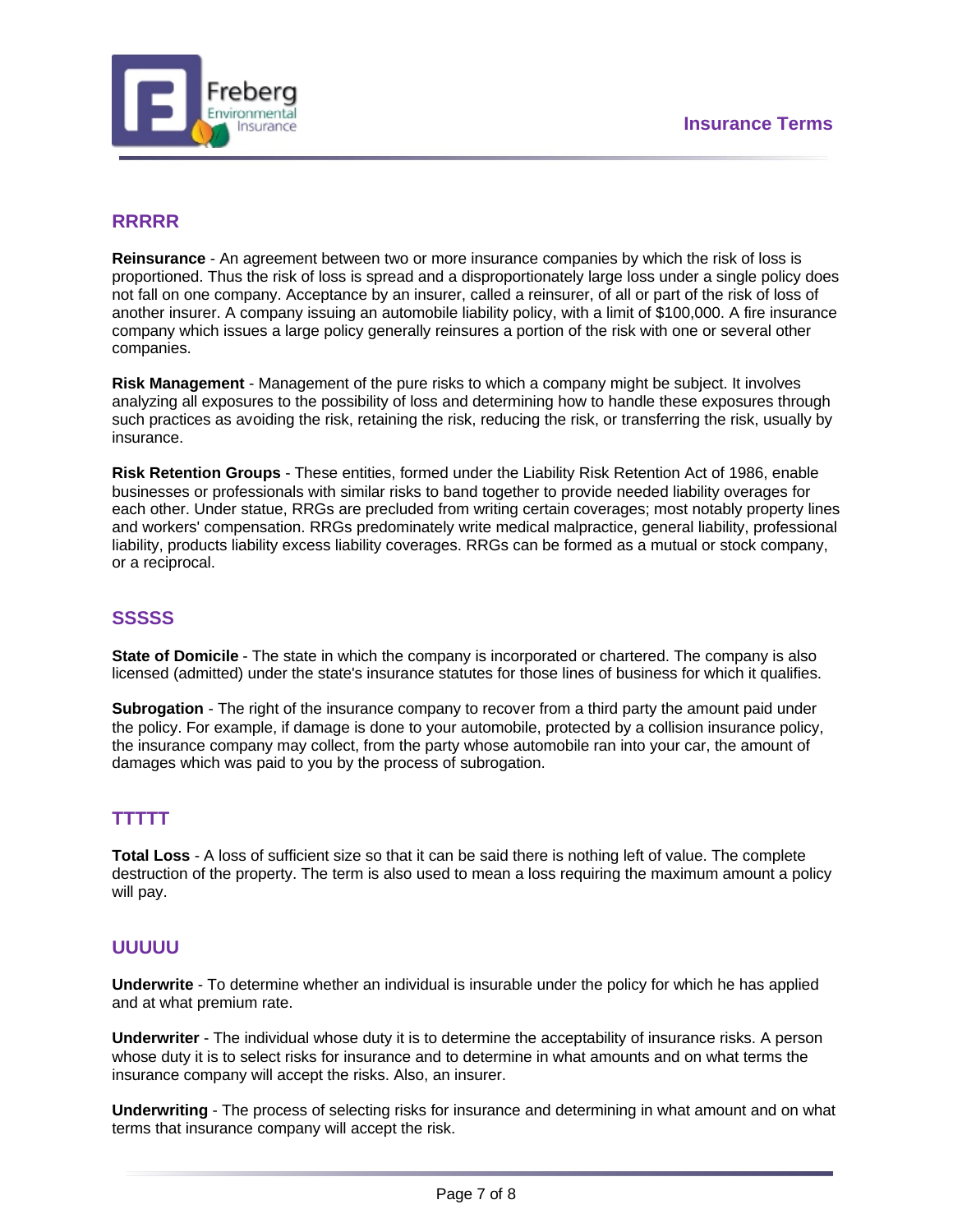## RRRRR

**Reinsurance** - An agreement between two or more insurance companies by which the risk of loss is proportioned. Thus the risk of loss is spread and a disproportionately large loss under a single policy does not fall on one company. Acceptance by an insurer, called a reinsurer, of all or part of the risk of loss of another insurer. A company issuing an automobile liability policy, with a limit of $100,000. A fire insurance company which issues a large policy generally reinsures a portion of the risk with one or several other companies.

**Risk Management** - Management of the pure risks to which a company might be subject. It involves analyzing all exposures to the possibility of loss and determining how to handle these exposures through such practices as avoiding the risk, retaining the risk, reducing the risk, or transferring the risk, usually by insurance.

**Risk Retention Groups** - These entities, formed under the Liability Risk Retention Act of 1986, enable businesses or professionals with similar risks to band together to provide needed liability overages for each other. Under statue, RRGs are precluded from writing certain coverages; most notably property lines and workers' compensation. RRGs predominately write medical malpractice, general liability, professional liability, products liability excess liability coverages. RRGs can be formed as a mutual or stock company, or a reciprocal.

## SSSSS

**State of Domicile** - The state in which the company is incorporated or chartered. The company is also licensed (admitted) under the state's insurance statutes for those lines of business for which it qualifies.

**Subrogation** - The right of the insurance company to recover from a third party the amount paid under the policy. For example, if damage is done to your automobile, protected by a collision insurance policy, the insurance company may collect, from the party whose automobile ran into your car, the amount of damages which was paid to you by the process of subrogation.

## TTTTT

**Total Loss** - A loss of sufficient size so that it can be said there is nothing left of value. The complete destruction of the property. The term is also used to mean a loss requiring the maximum amount a policy will pay.

## UUUUU

**Underwrite** - To determine whether an individual is insurable under the policy for which he has applied and at what premium rate.

**Underwriter** - The individual whose duty it is to determine the acceptability of insurance risks. A person whose duty it is to select risks for insurance and to determine in what amounts and on what terms the insurance company will accept the risks. Also, an insurer.

**Underwriting** - The process of selecting risks for insurance and determining in what amount and on what terms that insurance company will accept the risk.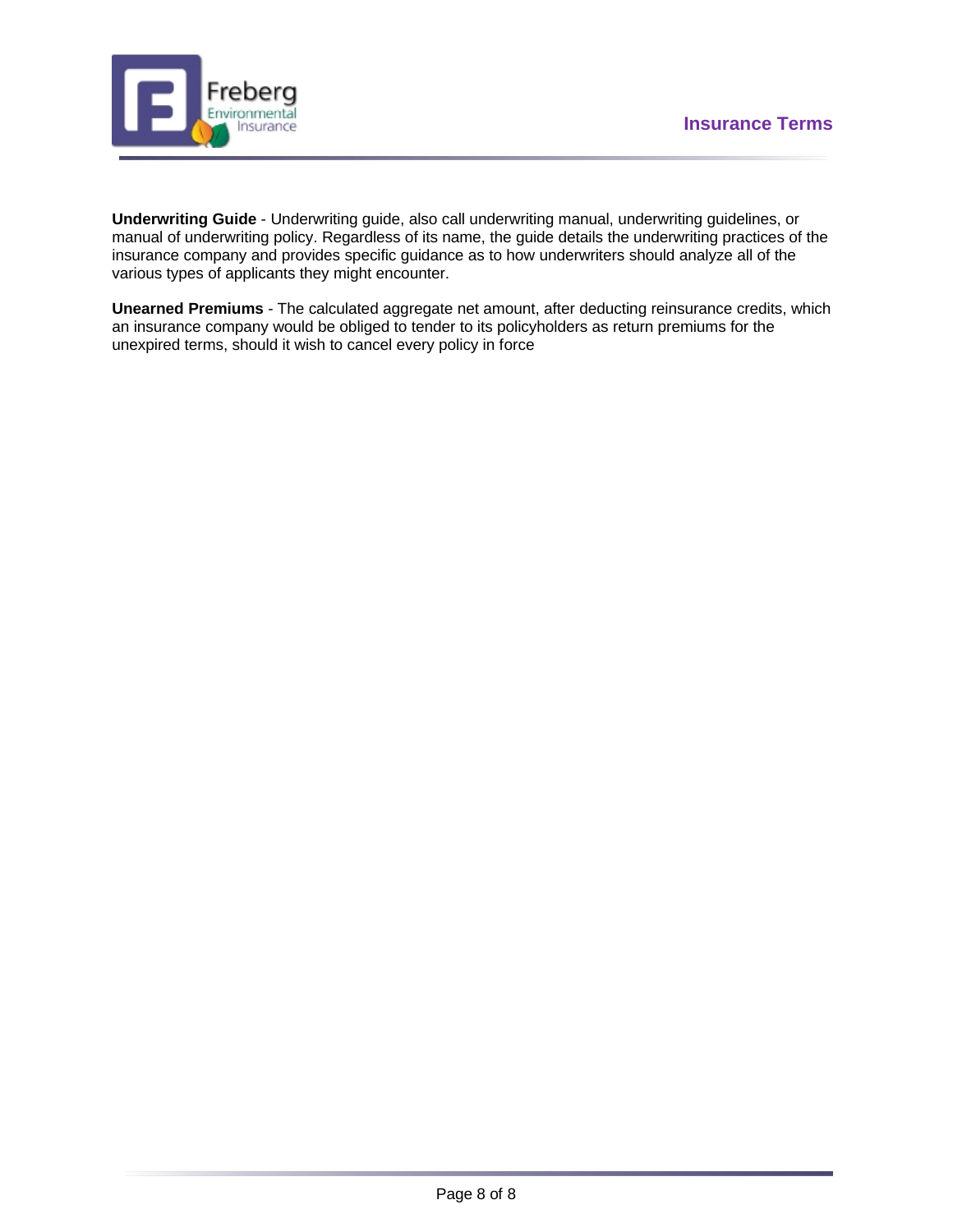**Underwriting Guide** - Underwriting guide, also call underwriting manual, underwriting guidelines, or manual of underwriting policy. Regardless of its name, the guide details the underwriting practices of the insurance company and provides specific guidance as to how underwriters should analyze all of the various types of applicants they might encounter.

**Unearned Premiums** - The calculated aggregate net amount, after deducting reinsurance credits, which an insurance company would be obliged to tender to its policyholders as return premiums for the unexpired terms, should it wish to cancel every policy in force